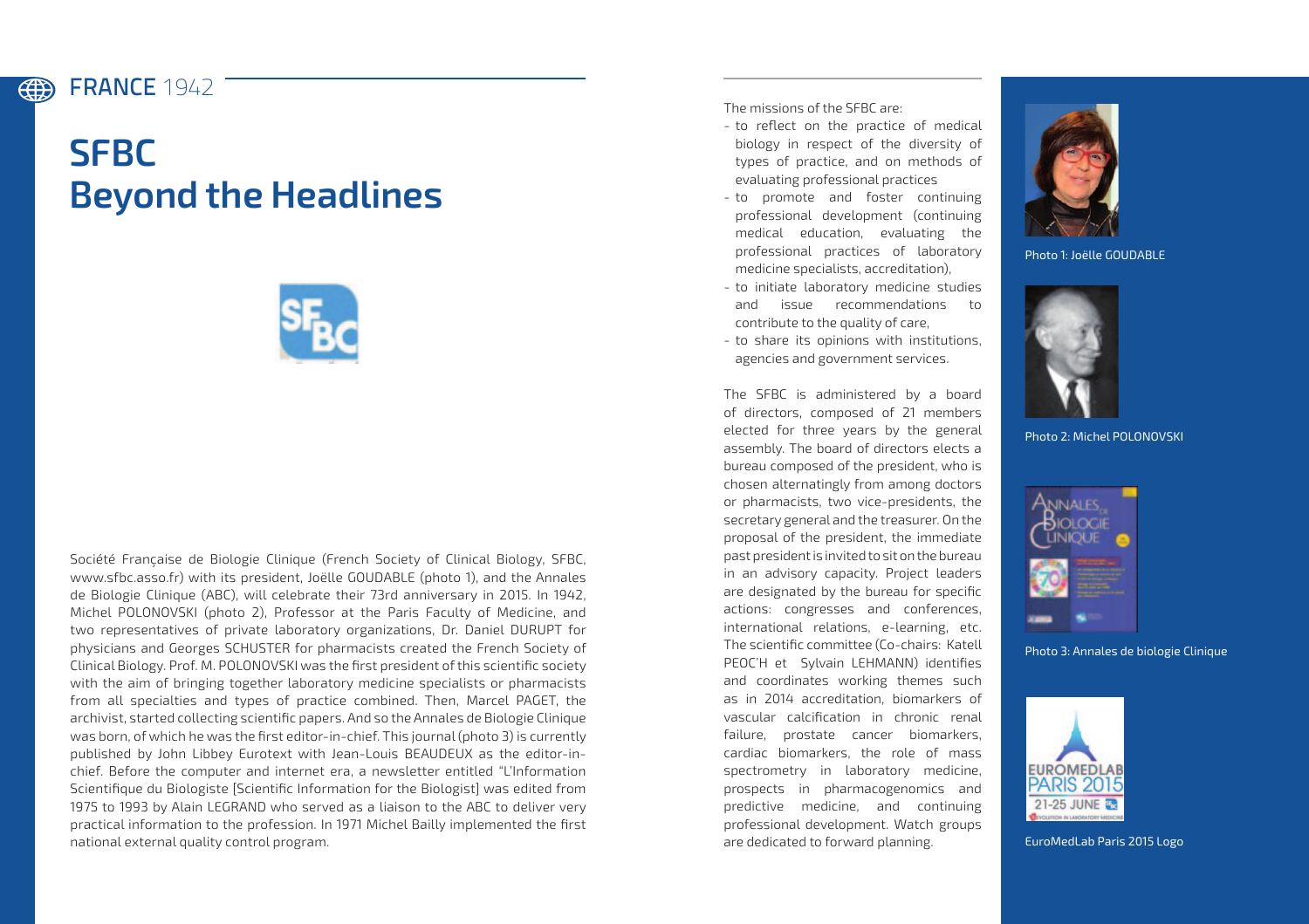FRANCE 1942

# SFBC
# Beyond the Headlines

Société Française de Biologie Clinique (French Society of Clinical Biology, SFBC, www.sfbc.asso.fr) with its president, Joëlle GOUDABLE (photo 1), and the Annales de Biologie Clinique (ABC), will celebrate their 73rd anniversary in 2015. In 1942, Michel POLONOVSKI (photo 2), Professor at the Paris Faculty of Medicine, and two representatives of private laboratory organizations, Dr. Daniel DURUPT for physicians and Georges SCHUSTER for pharmacists created the French Society of Clinical Biology. Prof. M. POLONOVSKI was the first president of this scientific society with the aim of bringing together laboratory medicine specialists or pharmacists from all specialties and types of practice combined. Then, Marcel PAGET, the archivist, started collecting scientific papers. And so the Annales de Biologie Clinique was born, of which he was the first editor-in-chief. This journal (photo 3) is currently published by John Libbey Eurotext with Jean-Louis BEAUDEUX as the editor-in-chief. Before the computer and internet era, a newsletter entitled "L'Information Scientifique du Biologiste [Scientific Information for the Biologist] was edited from 1975 to 1993 by Alain LEGRAND who served as a liaison to the ABC to deliver very practical information to the profession. In 1971 Michel Bailly implemented the first national external quality control program.

The missions of the SFBC are:

- to reflect on the practice of medical biology in respect of the diversity of types of practice, and on methods of evaluating professional practices
- to promote and foster continuing professional development (continuing medical education, evaluating the professional practices of laboratory medicine specialists, accreditation),
- to initiate laboratory medicine studies and issue recommendations to contribute to the quality of care,
- to share its opinions with institutions, agencies and government services.

The SFBC is administered by a board of directors, composed of 21 members elected for three years by the general assembly. The board of directors elects a bureau composed of the president, who is chosen alternatingly from among doctors or pharmacists, two vice-presidents, the secretary general and the treasurer. On the proposal of the president, the immediate past president is invited to sit on the bureau in an advisory capacity. Project leaders are designated by the bureau for specific actions: congresses and conferences, international relations, e-learning, etc. The scientific committee (Co-chairs: Katell PEOC'H et Sylvain LEHMANN) identifies and coordinates working themes such as in 2014 accreditation, biomarkers of vascular calcification in chronic renal failure, prostate cancer biomarkers, cardiac biomarkers, the role of mass spectrometry in laboratory medicine, prospects in pharmacogenomics and predictive medicine, and continuing professional development. Watch groups are dedicated to forward planning.

Photo 1: Joëlle GOUDABLE

Photo 2: Michel POLONOVSKI

Photo 3: Annales de biologie Clinique

EuroMedLab Paris 2015 Logo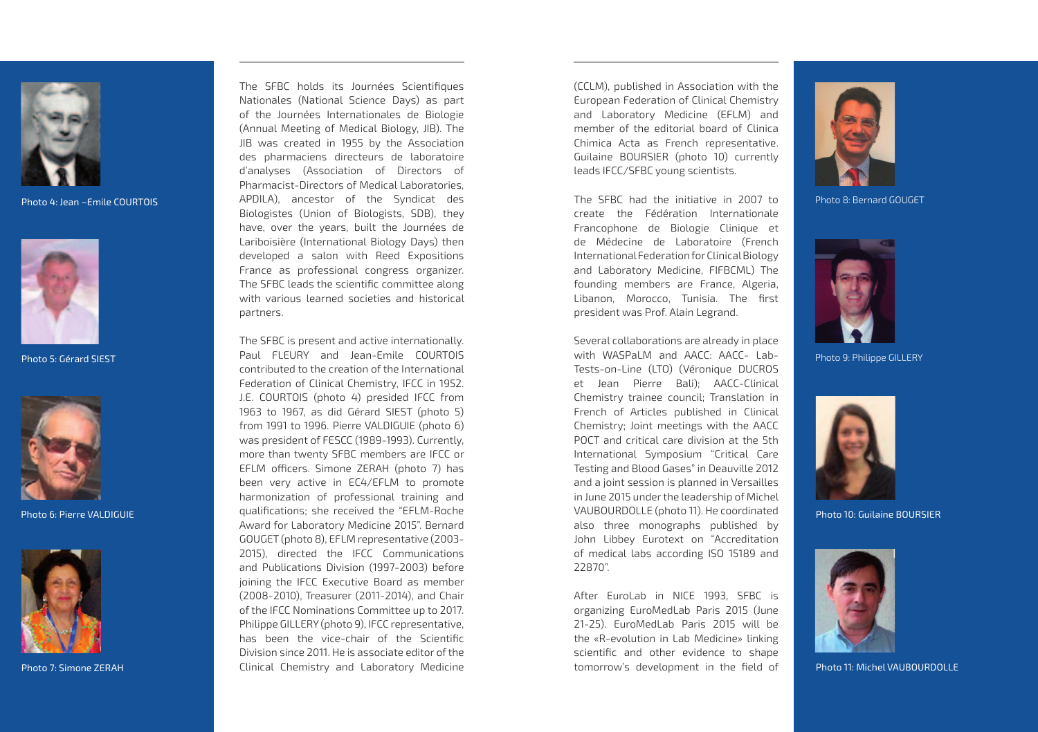The SFBC holds its Journées Scientifiques Nationales (National Science Days) as part of the Journées Internationales de Biologie (Annual Meeting of Medical Biology, JIB). The JIB was created in 1955 by the Association des pharmaciens directeurs de laboratoire d'analyses (Association of Directors of Pharmacist-Directors of Medical Laboratories, APDILA), ancestor of the Syndicat des Biologistes (Union of Biologists, SDB), they have, over the years, built the Journées de Lariboisière (International Biology Days) then developed a salon with Reed Expositions France as professional congress organizer. The SFBC leads the scientific committee along with various learned societies and historical partners.

The SFBC is present and active internationally. Paul FLEURY and Jean-Emile COURTOIS contributed to the creation of the International Federation of Clinical Chemistry, IFCC in 1952. J.E. COURTOIS (photo 4) presided IFCC from 1963 to 1967, as did Gérard SIEST (photo 5) from 1991 to 1996. Pierre VALDIGUIE (photo 6) was president of FESCC (1989-1993). Currently, more than twenty SFBC members are IFCC or EFLM officers. Simone ZERAH (photo 7) has been very active in EC4/EFLM to promote harmonization of professional training and qualifications; she received the "EFLM-Roche Award for Laboratory Medicine 2015". Bernard GOUGET (photo 8), EFLM representative (2003-2015), directed the IFCC Communications and Publications Division (1997-2003) before joining the IFCC Executive Board as member (2008-2010), Treasurer (2011-2014), and Chair of the IFCC Nominations Committee up to 2017. Philippe GILLERY (photo 9), IFCC representative, has been the vice-chair of the Scientific Division since 2011. He is associate editor of the Clinical Chemistry and Laboratory Medicine (CCLM), published in Association with the European Federation of Clinical Chemistry and Laboratory Medicine (EFLM) and member of the editorial board of Clinica Chimica Acta as French representative. Guilaine BOURSIER (photo 10) currently leads IFCC/SFBC young scientists.

The SFBC had the initiative in 2007 to create the Fédération Internationale Francophone de Biologie Clinique et de Médecine de Laboratoire (French International Federation for Clinical Biology and Laboratory Medicine, FIFBCML) The founding members are France, Algeria, Libanon, Morocco, Tunisia. The first president was Prof. Alain Legrand.

Several collaborations are already in place with WASPaLM and AACC: AACC- Lab-Tests-on-Line (LTO) (Véronique DUCROS et Jean Pierre Bali); AACC-Clinical Chemistry trainee council; Translation in French of Articles published in Clinical Chemistry; Joint meetings with the AACC POCT and critical care division at the 5th International Symposium "Critical Care Testing and Blood Gases" in Deauville 2012 and a joint session is planned in Versailles in June 2015 under the leadership of Michel VAUBOURDOLLE (photo 11). He coordinated also three monographs published by John Libbey Eurotext on "Accreditation of medical labs according ISO 15189 and 22870".

After EuroLab in NICE 1993, SFBC is organizing EuroMedLab Paris 2015 (June 21-25). EuroMedLab Paris 2015 will be the «R-evolution in Lab Medicine» linking scientific and other evidence to shape tomorrow's development in the field of

Photo 4: Jean –Emile COURTOIS

Photo 5: Gérard SIEST

Photo 6: Pierre VALDIGUIE

Photo 7: Simone ZERAH

Photo 8: Bernard GOUGET

Photo 9: Philippe GILLERY

Photo 10: Guilaine BOURSIER

Photo 11: Michel VAUBOURDOLLE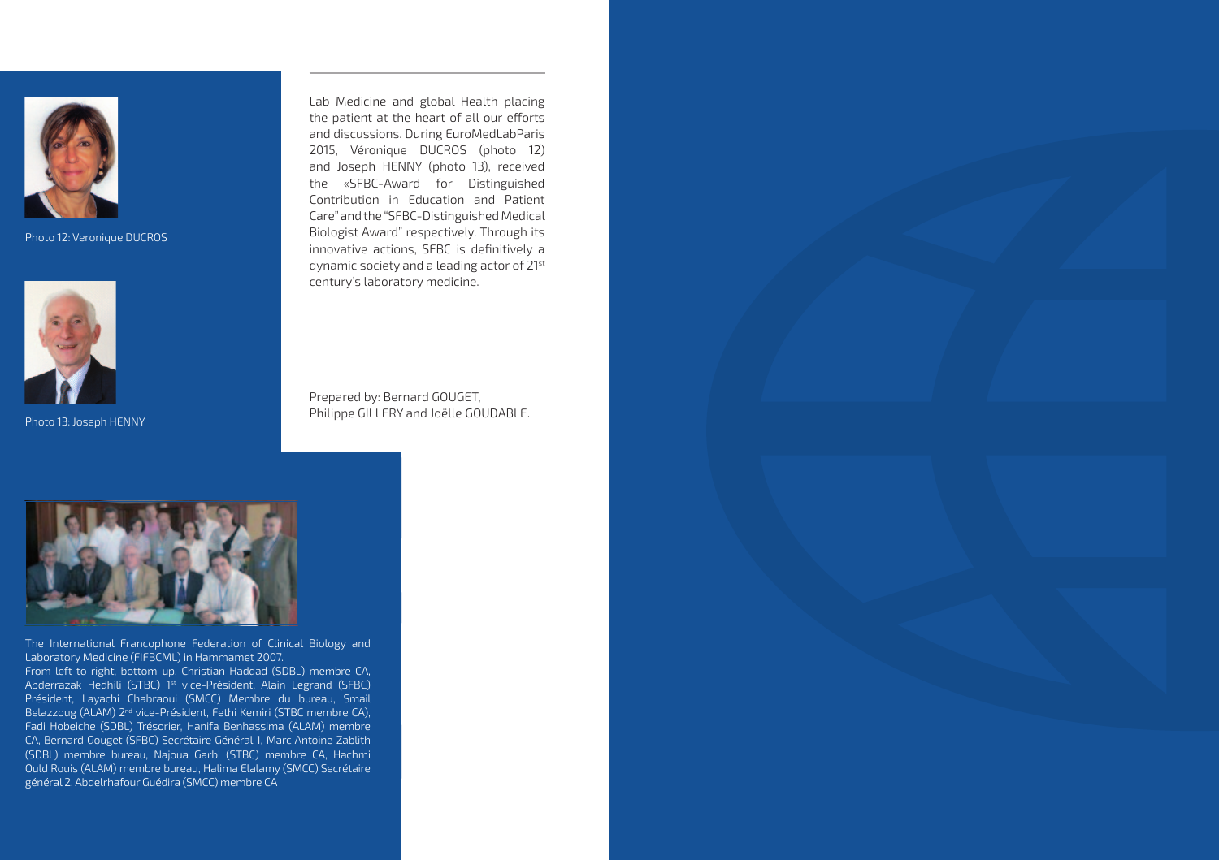Lab Medicine and global Health placing the patient at the heart of all our efforts and discussions. During EuroMedLabParis 2015, Véronique DUCROS (photo 12) and Joseph HENNY (photo 13), received the «SFBC-Award for Distinguished Contribution in Education and Patient Care" and the "SFBC-Distinguished Medical Biologist Award" respectively. Through its innovative actions, SFBC is definitively a dynamic society and a leading actor of 21st century's laboratory medicine.

Prepared by: Bernard GOUGET, Philippe GILLERY and Joëlle GOUDABLE.

Photo 12: Veronique DUCROS

Photo 13: Joseph HENNY

The International Francophone Federation of Clinical Biology and Laboratory Medicine (FIFBCML) in Hammamet 2007.
From left to right, bottom-up, Christian Haddad (SDBL) membre CA, Abderrazak Hedhili (STBC) 1st vice-Président, Alain Legrand (SFBC) Président, Layachi Chabraoui (SMCC) Membre du bureau, Smail Belazzoug (ALAM) 2nd vice-Président, Fethi Kemiri (STBC membre CA), Fadi Hobeiche (SDBL) Trésorier, Hanifa Benhassima (ALAM) membre CA, Bernard Gouget (SFBC) Secrétaire Général 1, Marc Antoine Zablith (SDBL) membre bureau, Najoua Garbi (STBC) membre CA, Hachmi Ould Rouis (ALAM) membre bureau, Halima Elalamy (SMCC) Secrétaire général 2, Abdelrhafour Guédira (SMCC) membre CA